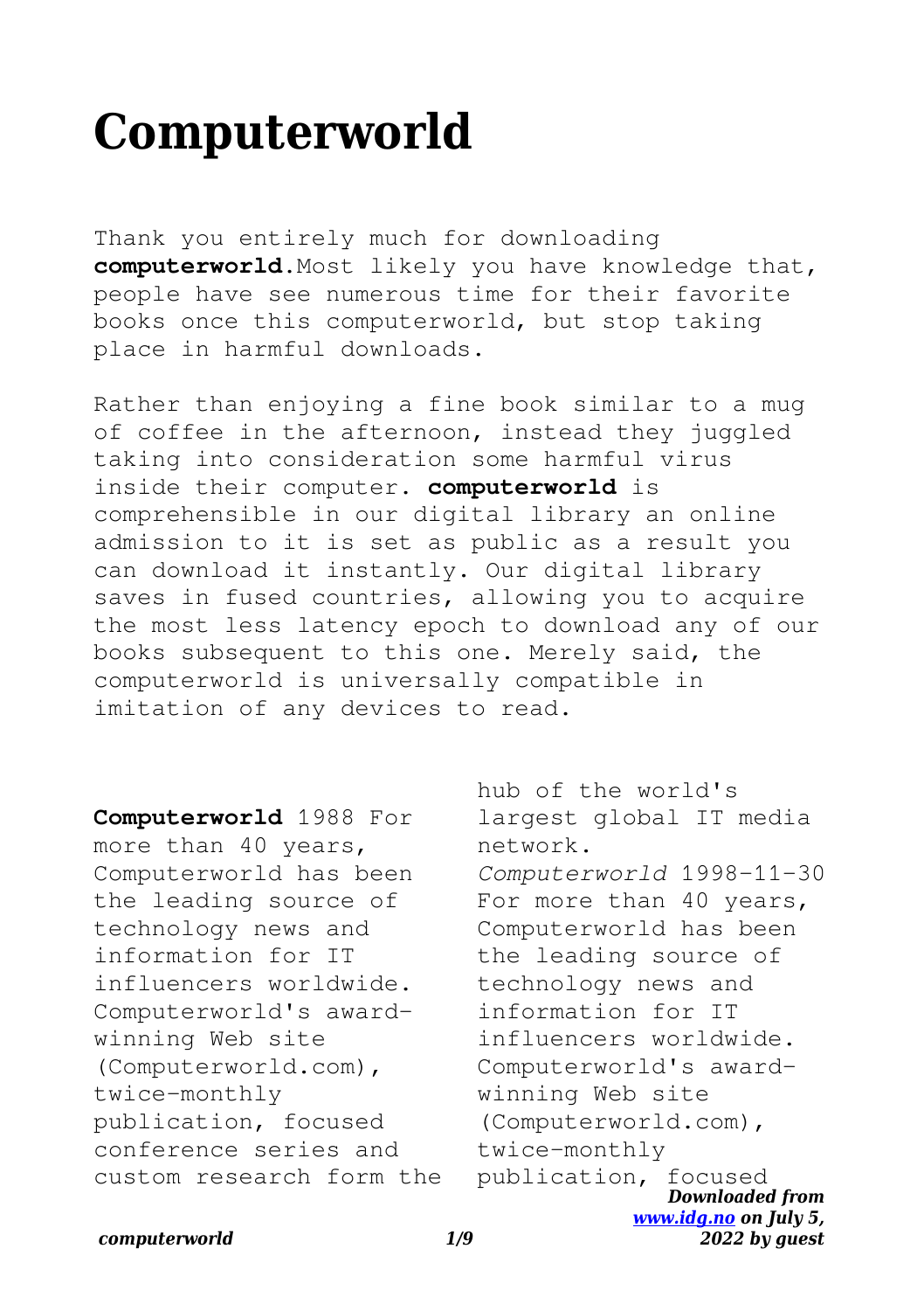# Computerworld

Thank you entirely much for downloading **computerworld**.Most likely you have knowledge that, people have see numerous time for their favorite books once this computerworld, but stop taking place in harmful downloads.

Rather than enjoying a fine book similar to a mug of coffee in the afternoon, instead they juggled taking into consideration some harmful virus inside their computer. **computerworld** is comprehensible in our digital library an online admission to it is set as public as a result you can download it instantly. Our digital library saves in fused countries, allowing you to acquire the most less latency epoch to download any of our books subsequent to this one. Merely said, the computerworld is universally compatible in imitation of any devices to read.

**Computerworld** 1988 For more than 40 years, Computerworld has been the leading source of technology news and information for IT influencers worldwide. Computerworld's award-winning Web site (Computerworld.com), twice-monthly publication, focused conference series and custom research form the hub of the world's largest global IT media network.

*Computerworld* 1998-11-30 For more than 40 years, Computerworld has been the leading source of technology news and information for IT influencers worldwide. Computerworld's award-winning Web site (Computerworld.com), twice-monthly publication, focused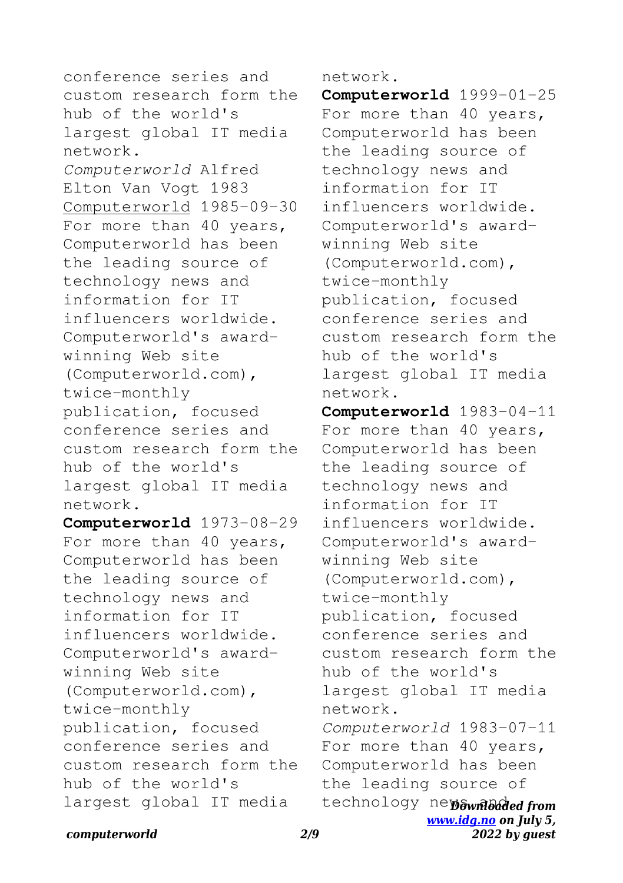conference series and custom research form the hub of the world's largest global IT media network.

*Computerworld* Alfred Elton Van Vogt 1983

Computerworld 1985-09-30 For more than 40 years, Computerworld has been the leading source of technology news and information for IT influencers worldwide. Computerworld's award-winning Web site (Computerworld.com), twice-monthly publication, focused conference series and custom research form the hub of the world's largest global IT media network.

**Computerworld** 1973-08-29 For more than 40 years, Computerworld has been the leading source of technology news and information for IT influencers worldwide. Computerworld's award-winning Web site (Computerworld.com), twice-monthly publication, focused conference series and custom research form the hub of the world's largest global IT media network.

**Computerworld** 1999-01-25 For more than 40 years, Computerworld has been the leading source of technology news and information for IT influencers worldwide. Computerworld's award-winning Web site (Computerworld.com), twice-monthly publication, focused conference series and custom research form the hub of the world's largest global IT media network.

**Computerworld** 1983-04-11 For more than 40 years, Computerworld has been the leading source of technology news and information for IT influencers worldwide. Computerworld's award-winning Web site (Computerworld.com), twice-monthly publication, focused conference series and custom research form the hub of the world's largest global IT media network.

*Computerworld* 1983-07-11 For more than 40 years, Computerworld has been the leading source of technology news and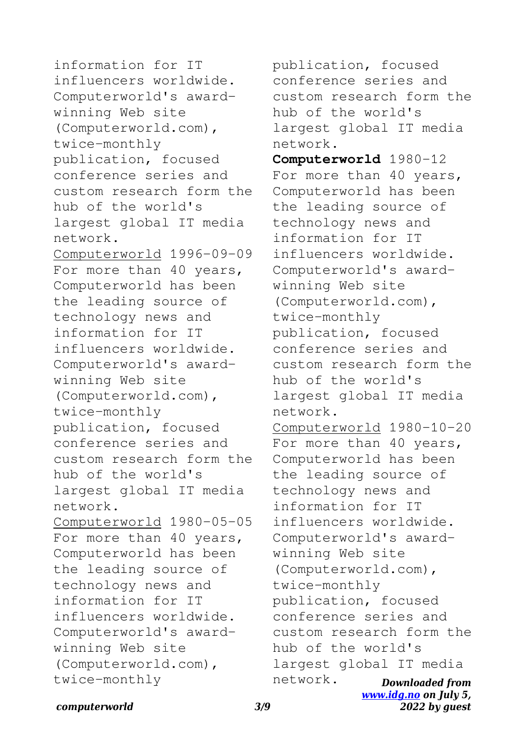information for IT influencers worldwide. Computerworld's award-winning Web site (Computerworld.com), twice-monthly publication, focused conference series and custom research form the hub of the world's largest global IT media network.

Computerworld 1996-09-09 For more than 40 years, Computerworld has been the leading source of technology news and information for IT influencers worldwide. Computerworld's award-winning Web site (Computerworld.com), twice-monthly publication, focused conference series and custom research form the hub of the world's largest global IT media network.

Computerworld 1980-05-05 For more than 40 years, Computerworld has been the leading source of technology news and information for IT influencers worldwide. Computerworld's award-winning Web site (Computerworld.com), twice-monthly publication, focused conference series and custom research form the hub of the world's largest global IT media network.

**Computerworld** 1980-12 For more than 40 years, Computerworld has been the leading source of technology news and information for IT influencers worldwide. Computerworld's award-winning Web site (Computerworld.com), twice-monthly publication, focused conference series and custom research form the hub of the world's largest global IT media network.

Computerworld 1980-10-20 For more than 40 years, Computerworld has been the leading source of technology news and information for IT influencers worldwide. Computerworld's award-winning Web site (Computerworld.com), twice-monthly publication, focused conference series and custom research form the hub of the world's largest global IT media network.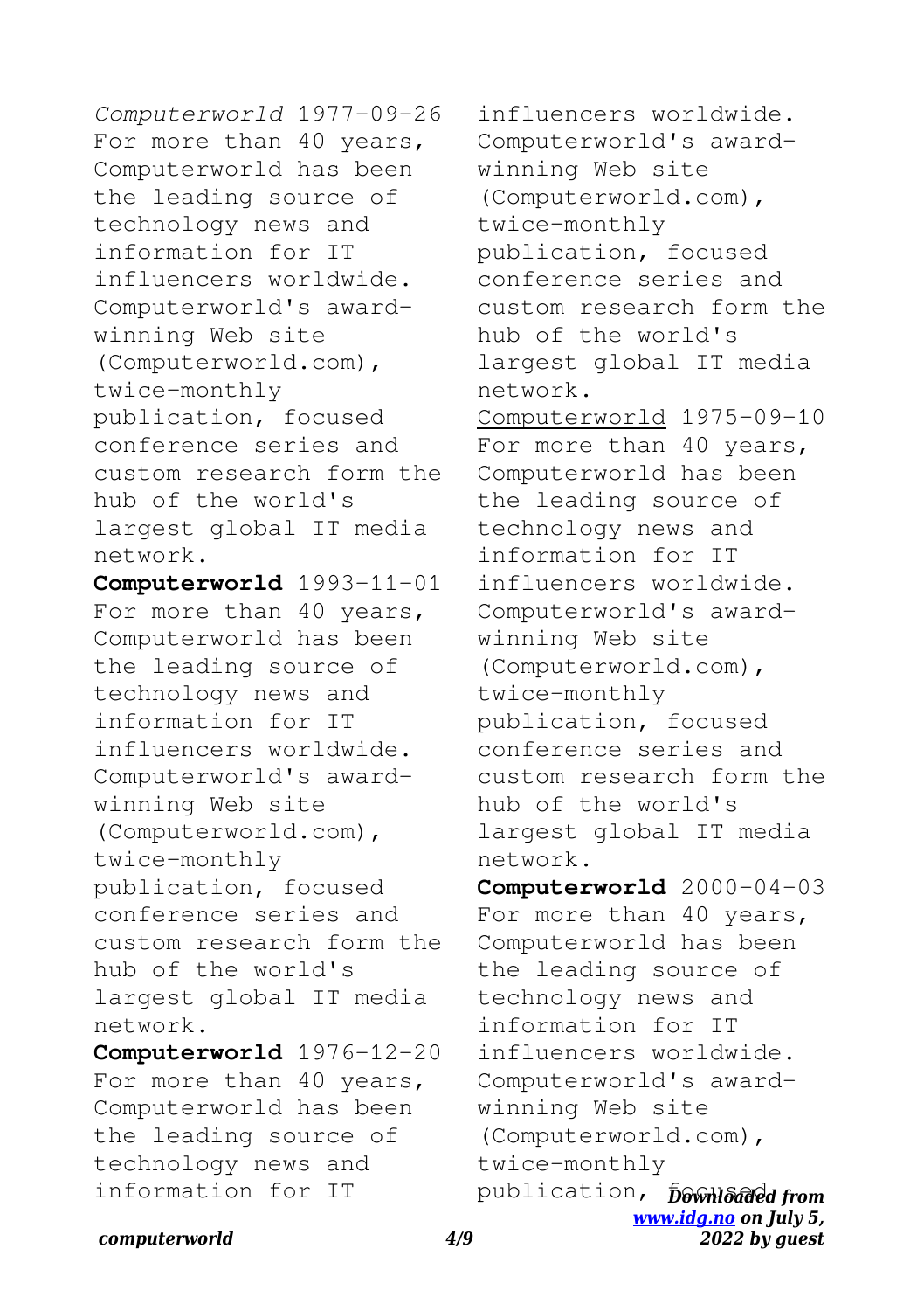*Computerworld* 1977-09-26 For more than 40 years, Computerworld has been the leading source of technology news and information for IT influencers worldwide. Computerworld's award-winning Web site (Computerworld.com), twice-monthly publication, focused conference series and custom research form the hub of the world's largest global IT media network.

**Computerworld** 1993-11-01 For more than 40 years, Computerworld has been the leading source of technology news and information for IT influencers worldwide. Computerworld's award-winning Web site (Computerworld.com), twice-monthly publication, focused conference series and custom research form the hub of the world's largest global IT media network.

**Computerworld** 1976-12-20 For more than 40 years, Computerworld has been the leading source of technology news and information for IT influencers worldwide. Computerworld's award-winning Web site (Computerworld.com), twice-monthly publication, focused conference series and custom research form the hub of the world's largest global IT media network.

Computerworld 1975-09-10 For more than 40 years, Computerworld has been the leading source of technology news and information for IT influencers worldwide. Computerworld's award-winning Web site (Computerworld.com), twice-monthly publication, focused conference series and custom research form the hub of the world's largest global IT media network.

**Computerworld** 2000-04-03 For more than 40 years, Computerworld has been the leading source of technology news and information for IT influencers worldwide. Computerworld's award-winning Web site (Computerworld.com), twice-monthly publication, focused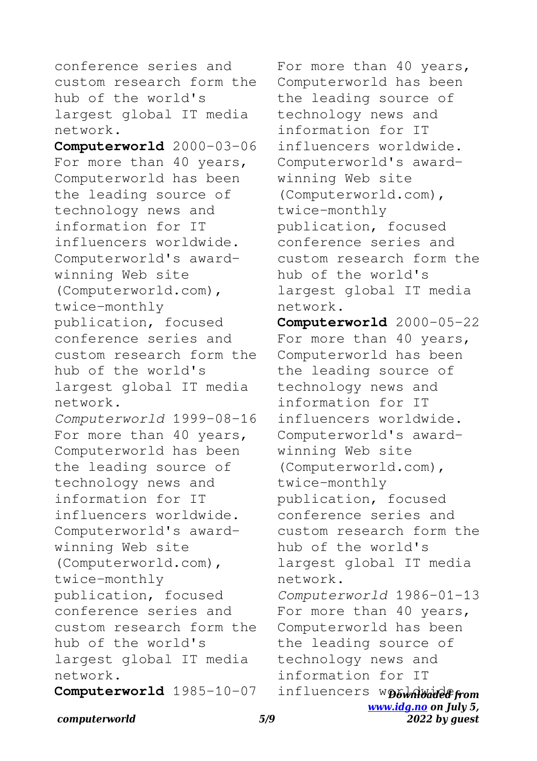conference series and custom research form the hub of the world's largest global IT media network.

**Computerworld** 2000-03-06 For more than 40 years, Computerworld has been the leading source of technology news and information for IT influencers worldwide. Computerworld's award-winning Web site (Computerworld.com), twice-monthly publication, focused conference series and custom research form the hub of the world's largest global IT media network.

*Computerworld* 1999-08-16 For more than 40 years, Computerworld has been the leading source of technology news and information for IT influencers worldwide. Computerworld's award-winning Web site (Computerworld.com), twice-monthly publication, focused conference series and custom research form the hub of the world's largest global IT media network.

**Computerworld** 1985-10-07 For more than 40 years, Computerworld has been the leading source of technology news and information for IT influencers worldwide. Computerworld's award-winning Web site (Computerworld.com), twice-monthly publication, focused conference series and custom research form the hub of the world's largest global IT media network.

**Computerworld** 2000-05-22 For more than 40 years, Computerworld has been the leading source of technology news and information for IT influencers worldwide. Computerworld's award-winning Web site (Computerworld.com), twice-monthly publication, focused conference series and custom research form the hub of the world's largest global IT media network.

*Computerworld* 1986-01-13 For more than 40 years, Computerworld has been the leading source of technology news and information for IT influencers worldwide.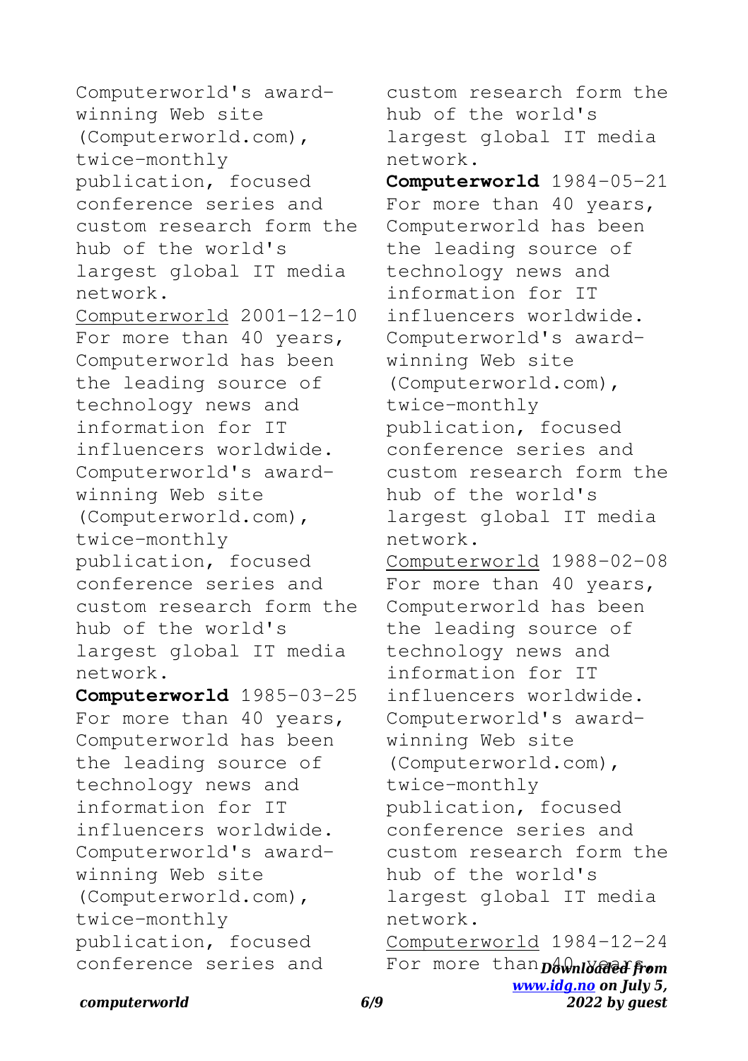Computerworld's award-winning Web site (Computerworld.com), twice-monthly publication, focused conference series and custom research form the hub of the world's largest global IT media network.

Computerworld 2001-12-10 For more than 40 years, Computerworld has been the leading source of technology news and information for IT influencers worldwide. Computerworld's award-winning Web site (Computerworld.com), twice-monthly publication, focused conference series and custom research form the hub of the world's largest global IT media network.

**Computerworld** 1985-03-25 For more than 40 years, Computerworld has been the leading source of technology news and information for IT influencers worldwide. Computerworld's award-winning Web site (Computerworld.com), twice-monthly publication, focused conference series and custom research form the hub of the world's largest global IT media network.

**Computerworld** 1984-05-21 For more than 40 years, Computerworld has been the leading source of technology news and information for IT influencers worldwide. Computerworld's award-winning Web site (Computerworld.com), twice-monthly publication, focused conference series and custom research form the hub of the world's largest global IT media network.

Computerworld 1988-02-08 For more than 40 years, Computerworld has been the leading source of technology news and information for IT influencers worldwide. Computerworld's award-winning Web site (Computerworld.com), twice-monthly publication, focused conference series and custom research form the hub of the world's largest global IT media network.

Computerworld 1984-12-24 For more than 40 years,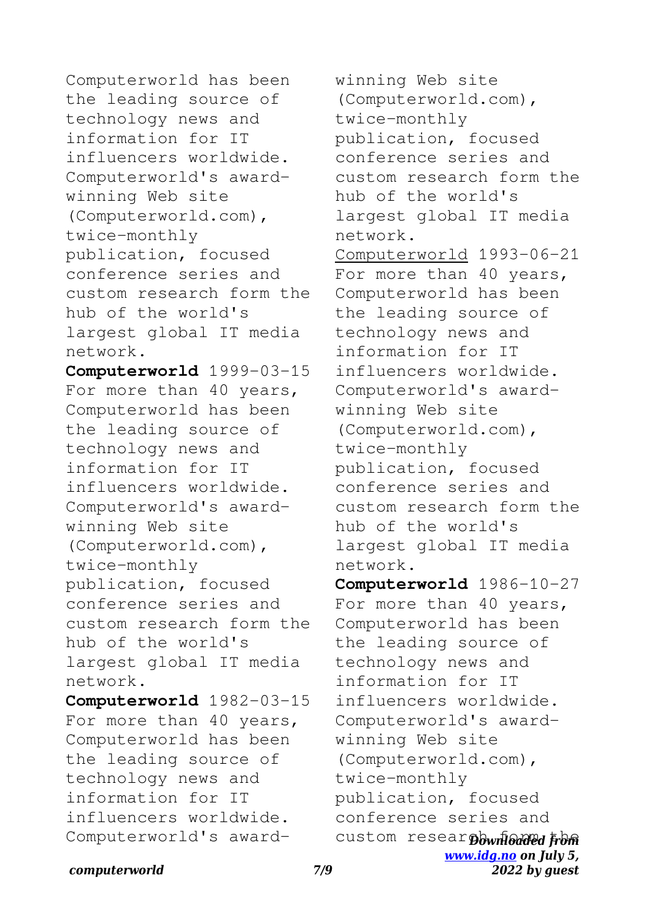Computerworld has been the leading source of technology news and information for IT influencers worldwide. Computerworld's award-winning Web site (Computerworld.com), twice-monthly publication, focused conference series and custom research form the hub of the world's largest global IT media network.

**Computerworld** 1999-03-15 For more than 40 years, Computerworld has been the leading source of technology news and information for IT influencers worldwide. Computerworld's award-winning Web site (Computerworld.com), twice-monthly publication, focused conference series and custom research form the hub of the world's largest global IT media network.

**Computerworld** 1982-03-15 For more than 40 years, Computerworld has been the leading source of technology news and information for IT influencers worldwide. Computerworld's award-winning Web site (Computerworld.com), twice-monthly publication, focused conference series and custom research form the hub of the world's largest global IT media network.

Computerworld 1993-06-21 For more than 40 years, Computerworld has been the leading source of technology news and information for IT influencers worldwide. Computerworld's award-winning Web site (Computerworld.com), twice-monthly publication, focused conference series and custom research form the hub of the world's largest global IT media network.

**Computerworld** 1986-10-27 For more than 40 years, Computerworld has been the leading source of technology news and information for IT influencers worldwide. Computerworld's award-winning Web site (Computerworld.com), twice-monthly publication, focused conference series and custom research form the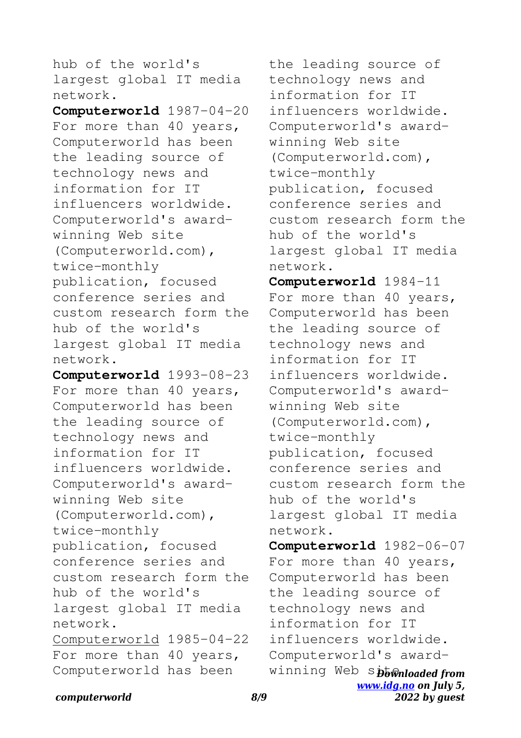hub of the world's largest global IT media network.

**Computerworld** 1987-04-20 For more than 40 years, Computerworld has been the leading source of technology news and information for IT influencers worldwide. Computerworld's award-winning Web site (Computerworld.com), twice-monthly publication, focused conference series and custom research form the hub of the world's largest global IT media network.

**Computerworld** 1993-08-23 For more than 40 years, Computerworld has been the leading source of technology news and information for IT influencers worldwide. Computerworld's award-winning Web site (Computerworld.com), twice-monthly publication, focused conference series and custom research form the hub of the world's largest global IT media network.

Computerworld 1985-04-22 For more than 40 years, Computerworld has been the leading source of technology news and information for IT influencers worldwide. Computerworld's award-winning Web site (Computerworld.com), twice-monthly publication, focused conference series and custom research form the hub of the world's largest global IT media network.

**Computerworld** 1984-11 For more than 40 years, Computerworld has been the leading source of technology news and information for IT influencers worldwide. Computerworld's award-winning Web site (Computerworld.com), twice-monthly publication, focused conference series and custom research form the hub of the world's largest global IT media network.

**Computerworld** 1982-06-07 For more than 40 years, Computerworld has been the leading source of technology news and information for IT influencers worldwide. Computerworld's award-winning Web site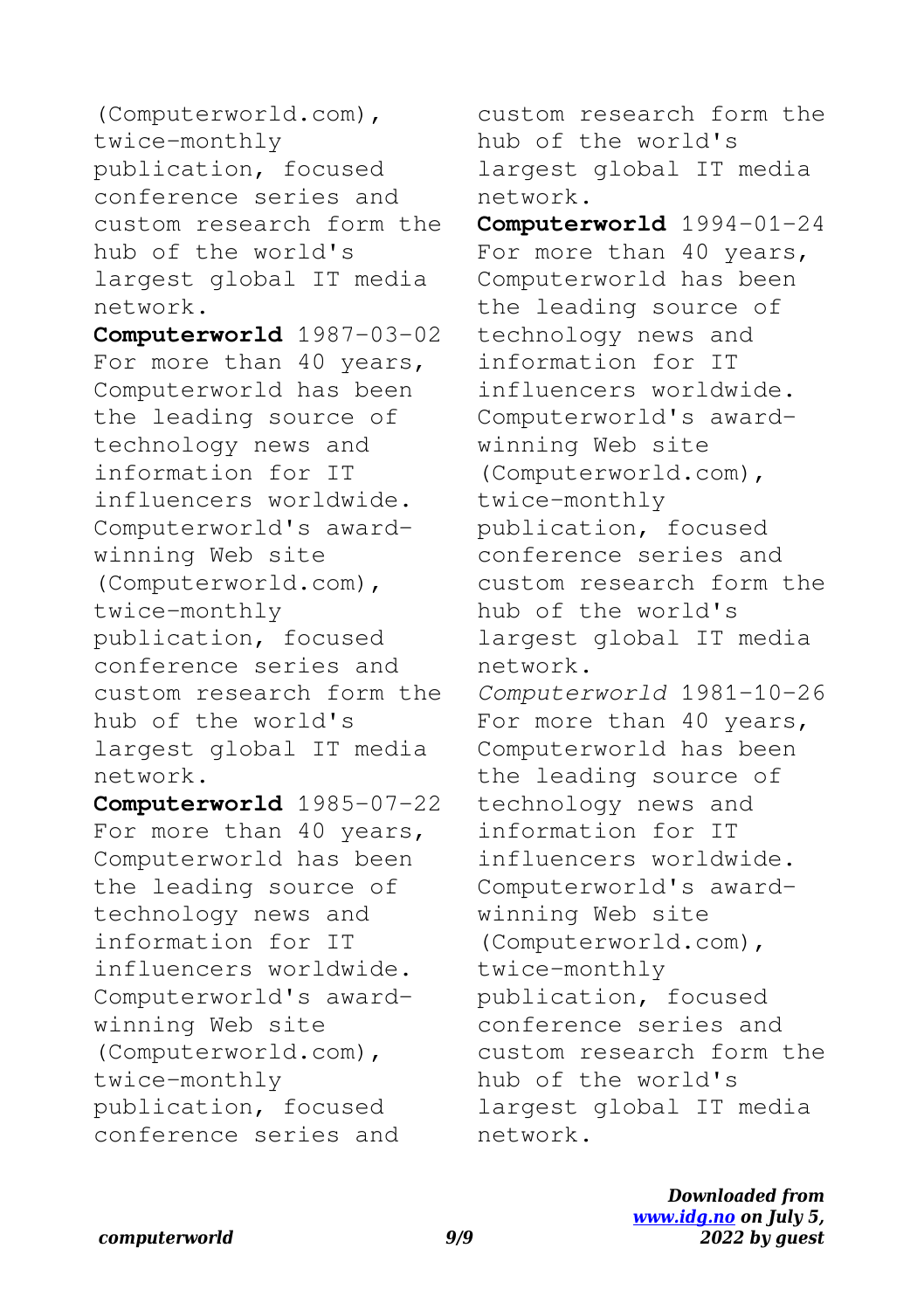(Computerworld.com), twice-monthly publication, focused conference series and custom research form the hub of the world's largest global IT media network.

**Computerworld** 1987-03-02 For more than 40 years, Computerworld has been the leading source of technology news and information for IT influencers worldwide. Computerworld's award-winning Web site (Computerworld.com), twice-monthly publication, focused conference series and custom research form the hub of the world's largest global IT media network.

**Computerworld** 1985-07-22 For more than 40 years, Computerworld has been the leading source of technology news and information for IT influencers worldwide. Computerworld's award-winning Web site (Computerworld.com), twice-monthly publication, focused conference series and custom research form the hub of the world's largest global IT media network.

**Computerworld** 1994-01-24 For more than 40 years, Computerworld has been the leading source of technology news and information for IT influencers worldwide. Computerworld's award-winning Web site (Computerworld.com), twice-monthly publication, focused conference series and custom research form the hub of the world's largest global IT media network.

*Computerworld* 1981-10-26 For more than 40 years, Computerworld has been the leading source of technology news and information for IT influencers worldwide. Computerworld's award-winning Web site (Computerworld.com), twice-monthly publication, focused conference series and custom research form the hub of the world's largest global IT media network.